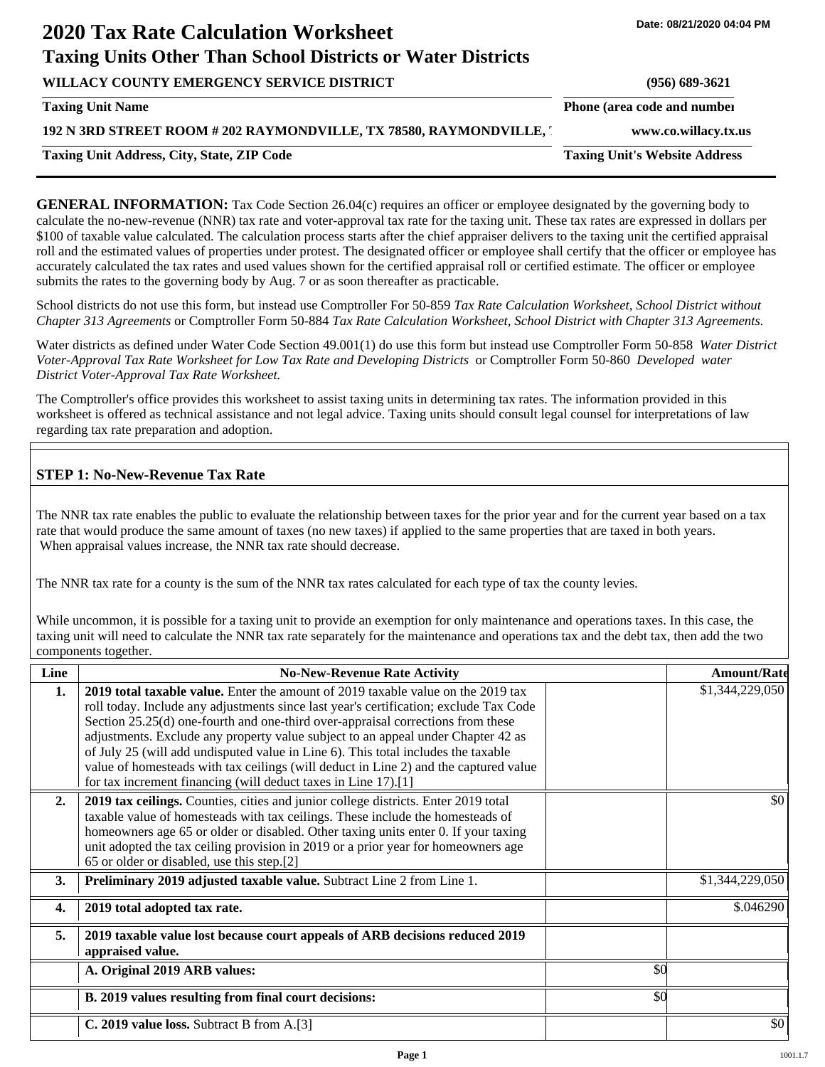# 2020 Tax Rate Calculation Worksheet

## Taxing Units Other Than School Districts or Water Districts

Date: 08/21/2020 04:04 PM

| | |
|---|---|
| **WILLACY COUNTY EMERGENCY SERVICE DISTRICT** | **(956) 689-3621** |
| **Taxing Unit Name** | **Phone (area code and number)** |
| **192 N 3RD STREET ROOM # 202 RAYMONDVILLE, TX 78580, RAYMONDVILLE, T** | **www.co.willacy.tx.us** |
| **Taxing Unit Address, City, State, ZIP Code** | **Taxing Unit's Website Address** |

**GENERAL INFORMATION:** Tax Code Section 26.04(c) requires an officer or employee designated by the governing body to calculate the no-new-revenue (NNR) tax rate and voter-approval tax rate for the taxing unit. These tax rates are expressed in dollars per $100 of taxable value calculated. The calculation process starts after the chief appraiser delivers to the taxing unit the certified appraisal roll and the estimated values of properties under protest. The designated officer or employee shall certify that the officer or employee has accurately calculated the tax rates and used values shown for the certified appraisal roll or certified estimate. The officer or employee submits the rates to the governing body by Aug. 7 or as soon thereafter as practicable.

School districts do not use this form, but instead use Comptroller For 50-859 *Tax Rate Calculation Worksheet, School District without Chapter 313 Agreements* or Comptroller Form 50-884 *Tax Rate Calculation Worksheet, School District with Chapter 313 Agreements.*

Water districts as defined under Water Code Section 49.001(1) do use this form but instead use Comptroller Form 50-858 *Water District Voter-Approval Tax Rate Worksheet for Low Tax Rate and Developing Districts* or Comptroller Form 50-860 *Developed water District Voter-Approval Tax Rate Worksheet.*

The Comptroller's office provides this worksheet to assist taxing units in determining tax rates. The information provided in this worksheet is offered as technical assistance and not legal advice. Taxing units should consult legal counsel for interpretations of law regarding tax rate preparation and adoption.

### STEP 1: No-New-Revenue Tax Rate

The NNR tax rate enables the public to evaluate the relationship between taxes for the prior year and for the current year based on a tax rate that would produce the same amount of taxes (no new taxes) if applied to the same properties that are taxed in both years. When appraisal values increase, the NNR tax rate should decrease.

The NNR tax rate for a county is the sum of the NNR tax rates calculated for each type of tax the county levies.

While uncommon, it is possible for a taxing unit to provide an exemption for only maintenance and operations taxes. In this case, the taxing unit will need to calculate the NNR tax rate separately for the maintenance and operations tax and the debt tax, then add the two components together.

| Line | No-New-Revenue Rate Activity | | Amount/Rate |
|---|---|---|---|
| **1.** | **2019 total taxable value.** Enter the amount of 2019 taxable value on the 2019 tax roll today. Include any adjustments since last year's certification; exclude Tax Code Section 25.25(d) one-fourth and one-third over-appraisal corrections from these adjustments. Exclude any property value subject to an appeal under Chapter 42 as of July 25 (will add undisputed value in Line 6). This total includes the taxable value of homesteads with tax ceilings (will deduct in Line 2) and the captured value for tax increment financing (will deduct taxes in Line 17).[1] | | $1,344,229,050 |
| **2.** | **2019 tax ceilings.** Counties, cities and junior college districts. Enter 2019 total taxable value of homesteads with tax ceilings. These include the homesteads of homeowners age 65 or older or disabled. Other taxing units enter 0. If your taxing unit adopted the tax ceiling provision in 2019 or a prior year for homeowners age 65 or older or disabled, use this step.[2] | | $0 |
| **3.** | **Preliminary 2019 adjusted taxable value.** Subtract Line 2 from Line 1. | | $1,344,229,050 |
| **4.** | **2019 total adopted tax rate.** | | $.046290 |
| **5.** | **2019 taxable value lost because court appeals of ARB decisions reduced 2019 appraised value.** | | |
| | **A. Original 2019 ARB values:** | $0 | |
| | **B. 2019 values resulting from final court decisions:** | $0 | |
| | **C. 2019 value loss.** Subtract B from A.[3] | | $0 |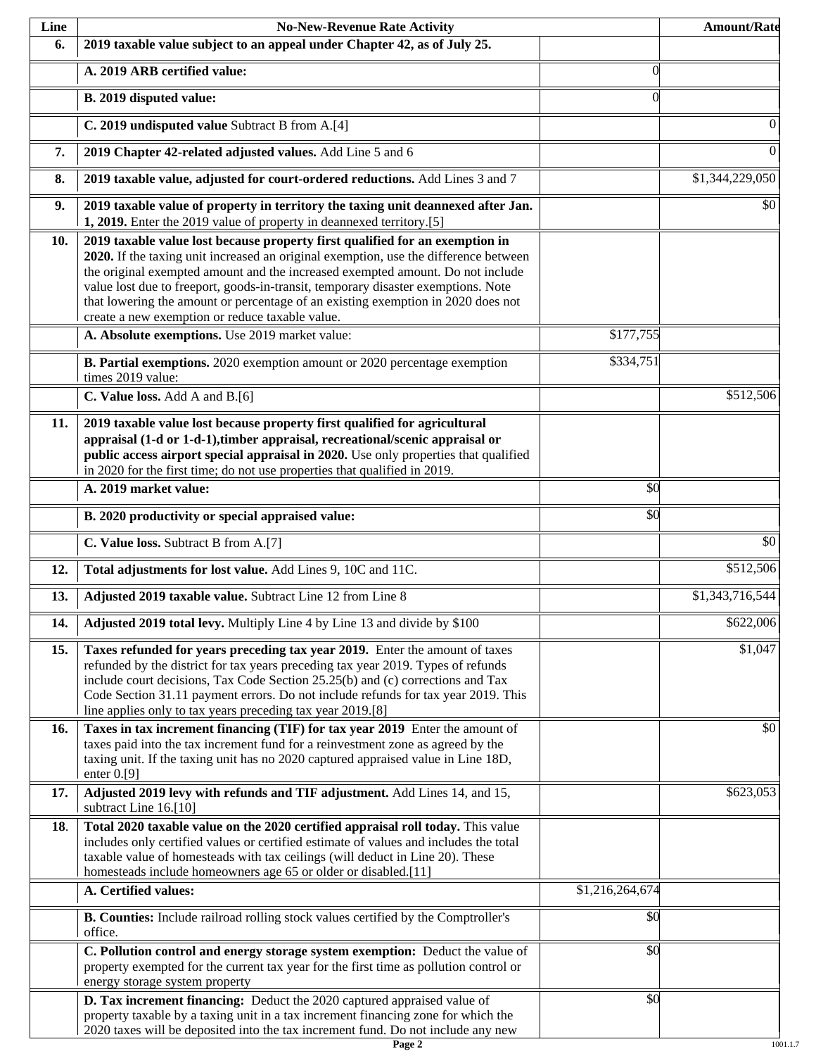| Line | No-New-Revenue Rate Activity | | Amount/Rate |
|---|---|---|---|
| **6.** | **2019 taxable value subject to an appeal under Chapter 42, as of July 25.** | | |
| | **A. 2019 ARB certified value:** | 0 | |
| | **B. 2019 disputed value:** | 0 | |
| | **C. 2019 undisputed value** Subtract B from A.[4] | | 0 |
| **7.** | **2019 Chapter 42-related adjusted values.** Add Line 5 and 6 | | 0 |
| **8.** | **2019 taxable value, adjusted for court-ordered reductions.** Add Lines 3 and 7 | | $1,344,229,050 |
| **9.** | **2019 taxable value of property in territory the taxing unit deannexed after Jan. 1, 2019.** Enter the 2019 value of property in deannexed territory.[5] | | $0 |
| **10.** | **2019 taxable value lost because property first qualified for an exemption in 2020.** If the taxing unit increased an original exemption, use the difference between the original exempted amount and the increased exempted amount. Do not include value lost due to freeport, goods-in-transit, temporary disaster exemptions. Note that lowering the amount or percentage of an existing exemption in 2020 does not create a new exemption or reduce taxable value. | | |
| | **A. Absolute exemptions.** Use 2019 market value: | $177,755 | |
| | **B. Partial exemptions.** 2020 exemption amount or 2020 percentage exemption times 2019 value: | $334,751 | |
| | **C. Value loss.** Add A and B.[6] | | $512,506 |
| **11.** | **2019 taxable value lost because property first qualified for agricultural appraisal (1-d or 1-d-1),timber appraisal, recreational/scenic appraisal or public access airport special appraisal in 2020.** Use only properties that qualified in 2020 for the first time; do not use properties that qualified in 2019. | | |
| | **A. 2019 market value:** | $0 | |
| | **B. 2020 productivity or special appraised value:** | $0 | |
| | **C. Value loss.** Subtract B from A.[7] | | $0 |
| **12.** | **Total adjustments for lost value.** Add Lines 9, 10C and 11C. | | $512,506 |
| **13.** | **Adjusted 2019 taxable value.** Subtract Line 12 from Line 8 | | $1,343,716,544 |
| **14.** | **Adjusted 2019 total levy.** Multiply Line 4 by Line 13 and divide by $100 | | $622,006 |
| **15.** | **Taxes refunded for years preceding tax year 2019.** Enter the amount of taxes refunded by the district for tax years preceding tax year 2019. Types of refunds include court decisions, Tax Code Section 25.25(b) and (c) corrections and Tax Code Section 31.11 payment errors. Do not include refunds for tax year 2019. This line applies only to tax years preceding tax year 2019.[8] | | $1,047 |
| **16.** | **Taxes in tax increment financing (TIF) for tax year 2019** Enter the amount of taxes paid into the tax increment fund for a reinvestment zone as agreed by the taxing unit. If the taxing unit has no 2020 captured appraised value in Line 18D, enter 0.[9] | | $0 |
| **17.** | **Adjusted 2019 levy with refunds and TIF adjustment.** Add Lines 14, and 15, subtract Line 16.[10] | | $623,053 |
| **18.** | **Total 2020 taxable value on the 2020 certified appraisal roll today.** This value includes only certified values or certified estimate of values and includes the total taxable value of homesteads with tax ceilings (will deduct in Line 20). These homesteads include homeowners age 65 or older or disabled.[11] | | |
| | **A. Certified values:** | $1,216,264,674 | |
| | **B. Counties:** Include railroad rolling stock values certified by the Comptroller's office. | $0 | |
| | **C. Pollution control and energy storage system exemption:** Deduct the value of property exempted for the current tax year for the first time as pollution control or energy storage system property | $0 | |
| | **D. Tax increment financing:** Deduct the 2020 captured appraised value of property taxable by a taxing unit in a tax increment financing zone for which the 2020 taxes will be deposited into the tax increment fund. Do not include any new | $0 | |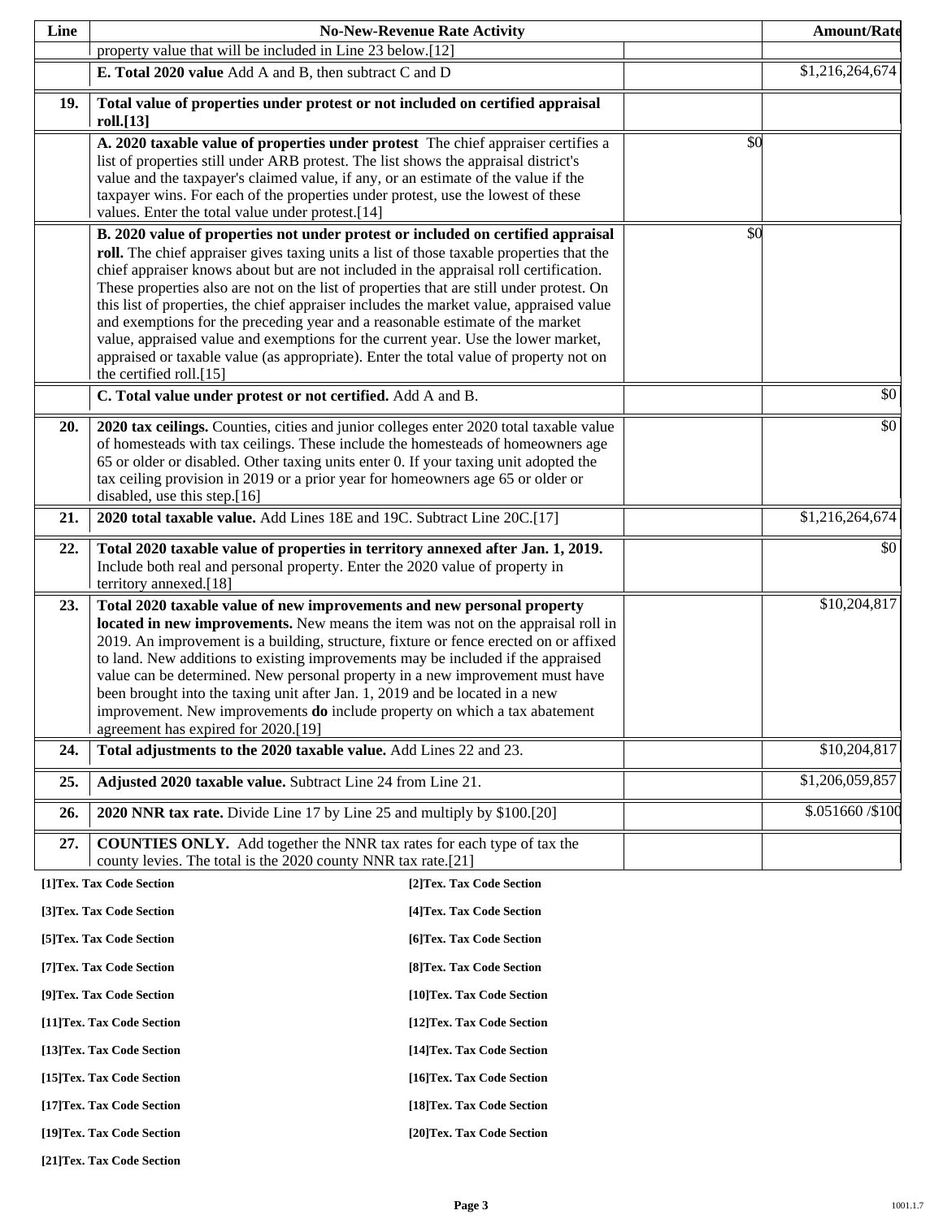| Line | No-New-Revenue Rate Activity | | Amount/Rate |
|---|---|---|---|
| | property value that will be included in Line 23 below.[12] | | |
| | **E. Total 2020 value** Add A and B, then subtract C and D | | $1,216,264,674 |
| **19.** | **Total value of properties under protest or not included on certified appraisal roll.[13]** | | |
| | **A. 2020 taxable value of properties under protest** The chief appraiser certifies a list of properties still under ARB protest. The list shows the appraisal district's value and the taxpayer's claimed value, if any, or an estimate of the value if the taxpayer wins. For each of the properties under protest, use the lowest of these values. Enter the total value under protest.[14] | $0 | |
| | **B. 2020 value of properties not under protest or included on certified appraisal roll.** The chief appraiser gives taxing units a list of those taxable properties that the chief appraiser knows about but are not included in the appraisal roll certification. These properties also are not on the list of properties that are still under protest. On this list of properties, the chief appraiser includes the market value, appraised value and exemptions for the preceding year and a reasonable estimate of the market value, appraised value and exemptions for the current year. Use the lower market, appraised or taxable value (as appropriate). Enter the total value of property not on the certified roll.[15] | $0 | |
| | **C. Total value under protest or not certified.** Add A and B. | | $0 |
| **20.** | **2020 tax ceilings.** Counties, cities and junior colleges enter 2020 total taxable value of homesteads with tax ceilings. These include the homesteads of homeowners age 65 or older or disabled. Other taxing units enter 0. If your taxing unit adopted the tax ceiling provision in 2019 or a prior year for homeowners age 65 or older or disabled, use this step.[16] | | $0 |
| **21.** | **2020 total taxable value.** Add Lines 18E and 19C. Subtract Line 20C.[17] | | $1,216,264,674 |
| **22.** | **Total 2020 taxable value of properties in territory annexed after Jan. 1, 2019.** Include both real and personal property. Enter the 2020 value of property in territory annexed.[18] | | $0 |
| **23.** | **Total 2020 taxable value of new improvements and new personal property located in new improvements.** New means the item was not on the appraisal roll in 2019. An improvement is a building, structure, fixture or fence erected on or affixed to land. New additions to existing improvements may be included if the appraised value can be determined. New personal property in a new improvement must have been brought into the taxing unit after Jan. 1, 2019 and be located in a new improvement. New improvements **do** include property on which a tax abatement agreement has expired for 2020.[19] | | $10,204,817 |
| **24.** | **Total adjustments to the 2020 taxable value.** Add Lines 22 and 23. | | $10,204,817 |
| **25.** | **Adjusted 2020 taxable value.** Subtract Line 24 from Line 21. | | $1,206,059,857 |
| **26.** | **2020 NNR tax rate.** Divide Line 17 by Line 25 and multiply by $100.[20] | | $.051660 /$100 |
| **27.** | **COUNTIES ONLY.** Add together the NNR tax rates for each type of tax the county levies. The total is the 2020 county NNR tax rate.[21] | | |

**[1]Tex. Tax Code Section**
**[2]Tex. Tax Code Section**
**[3]Tex. Tax Code Section**
**[4]Tex. Tax Code Section**
**[5]Tex. Tax Code Section**
**[6]Tex. Tax Code Section**
**[7]Tex. Tax Code Section**
**[8]Tex. Tax Code Section**
**[9]Tex. Tax Code Section**
**[10]Tex. Tax Code Section**
**[11]Tex. Tax Code Section**
**[12]Tex. Tax Code Section**
**[13]Tex. Tax Code Section**
**[14]Tex. Tax Code Section**
**[15]Tex. Tax Code Section**
**[16]Tex. Tax Code Section**
**[17]Tex. Tax Code Section**
**[18]Tex. Tax Code Section**
**[19]Tex. Tax Code Section**
**[20]Tex. Tax Code Section**
**[21]Tex. Tax Code Section**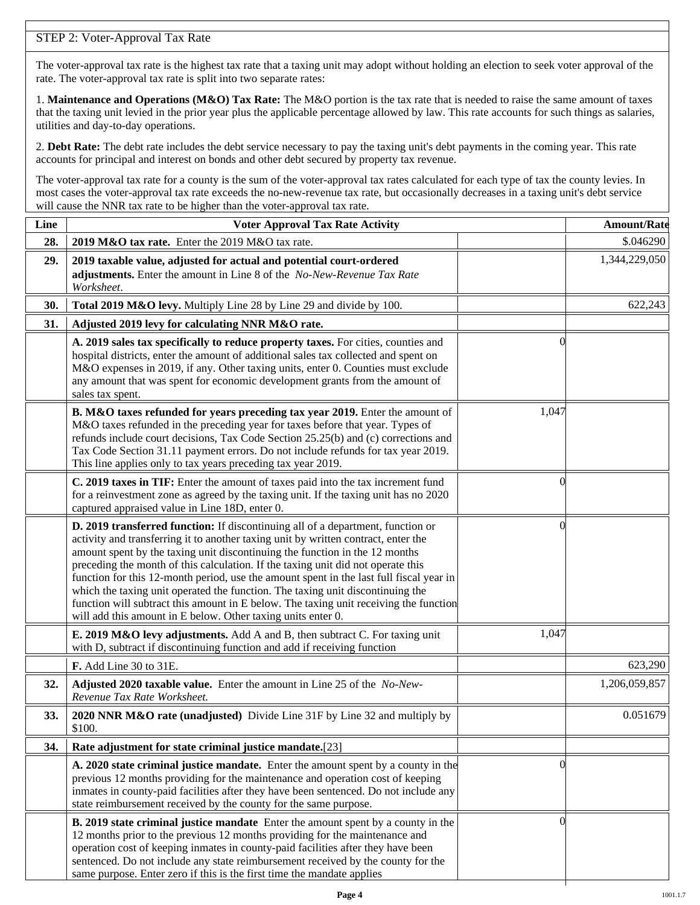## STEP 2: Voter-Approval Tax Rate

The voter-approval tax rate is the highest tax rate that a taxing unit may adopt without holding an election to seek voter approval of the rate. The voter-approval tax rate is split into two separate rates:

1. **Maintenance and Operations (M&O) Tax Rate:** The M&O portion is the tax rate that is needed to raise the same amount of taxes that the taxing unit levied in the prior year plus the applicable percentage allowed by law. This rate accounts for such things as salaries, utilities and day-to-day operations.

2. **Debt Rate:** The debt rate includes the debt service necessary to pay the taxing unit's debt payments in the coming year. This rate accounts for principal and interest on bonds and other debt secured by property tax revenue.

The voter-approval tax rate for a county is the sum of the voter-approval tax rates calculated for each type of tax the county levies. In most cases the voter-approval tax rate exceeds the no-new-revenue tax rate, but occasionally decreases in a taxing unit's debt service will cause the NNR tax rate to be higher than the voter-approval tax rate.

| Line | Voter Approval Tax Rate Activity | | Amount/Rate |
|---|---|---|---|
| **28.** | **2019 M&O tax rate.** Enter the 2019 M&O tax rate. | | $.046290 |
| **29.** | **2019 taxable value, adjusted for actual and potential court-ordered adjustments.** Enter the amount in Line 8 of the *No-New-Revenue Tax Rate Worksheet*. | | 1,344,229,050 |
| **30.** | **Total 2019 M&O levy.** Multiply Line 28 by Line 29 and divide by 100. | | 622,243 |
| **31.** | **Adjusted 2019 levy for calculating NNR M&O rate.** | | |
| | **A. 2019 sales tax specifically to reduce property taxes.** For cities, counties and hospital districts, enter the amount of additional sales tax collected and spent on M&O expenses in 2019, if any. Other taxing units, enter 0. Counties must exclude any amount that was spent for economic development grants from the amount of sales tax spent. | 0 | |
| | **B. M&O taxes refunded for years preceding tax year 2019.** Enter the amount of M&O taxes refunded in the preceding year for taxes before that year. Types of refunds include court decisions, Tax Code Section 25.25(b) and (c) corrections and Tax Code Section 31.11 payment errors. Do not include refunds for tax year 2019. This line applies only to tax years preceding tax year 2019. | 1,047 | |
| | **C. 2019 taxes in TIF:** Enter the amount of taxes paid into the tax increment fund for a reinvestment zone as agreed by the taxing unit. If the taxing unit has no 2020 captured appraised value in Line 18D, enter 0. | 0 | |
| | **D. 2019 transferred function:** If discontinuing all of a department, function or activity and transferring it to another taxing unit by written contract, enter the amount spent by the taxing unit discontinuing the function in the 12 months preceding the month of this calculation. If the taxing unit did not operate this function for this 12-month period, use the amount spent in the last full fiscal year in which the taxing unit operated the function. The taxing unit discontinuing the function will subtract this amount in E below. The taxing unit receiving the function will add this amount in E below. Other taxing units enter 0. | 0 | |
| | **E. 2019 M&O levy adjustments.** Add A and B, then subtract C. For taxing unit with D, subtract if discontinuing function and add if receiving function | 1,047 | |
| | **F.** Add Line 30 to 31E. | | 623,290 |
| **32.** | **Adjusted 2020 taxable value.** Enter the amount in Line 25 of the *No-New-Revenue Tax Rate Worksheet.* | | 1,206,059,857 |
| **33.** | **2020 NNR M&O rate (unadjusted)** Divide Line 31F by Line 32 and multiply by $100. | | 0.051679 |
| **34.** | **Rate adjustment for state criminal justice mandate.**[23] | | |
| | **A. 2020 state criminal justice mandate.** Enter the amount spent by a county in the previous 12 months providing for the maintenance and operation cost of keeping inmates in county-paid facilities after they have been sentenced. Do not include any state reimbursement received by the county for the same purpose. | 0 | |
| | **B. 2019 state criminal justice mandate** Enter the amount spent by a county in the 12 months prior to the previous 12 months providing for the maintenance and operation cost of keeping inmates in county-paid facilities after they have been sentenced. Do not include any state reimbursement received by the county for the same purpose. Enter zero if this is the first time the mandate applies | 0 | |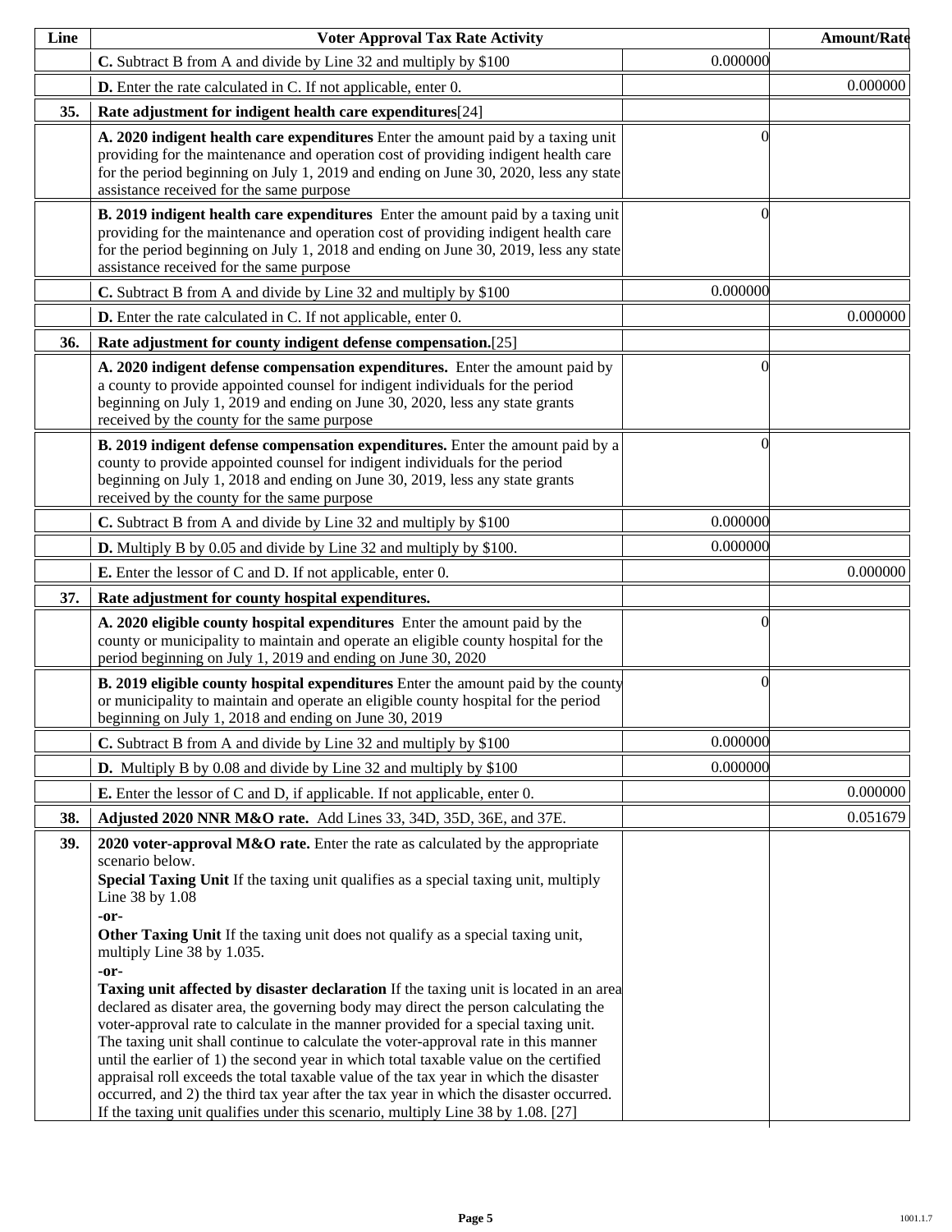| Line | Voter Approval Tax Rate Activity | | Amount/Rate |
|---|---|---|---|
| | **C.** Subtract B from A and divide by Line 32 and multiply by $100 | 0.000000 | |
| | **D.** Enter the rate calculated in C. If not applicable, enter 0. | | 0.000000 |
| **35.** | **Rate adjustment for indigent health care expenditures**[24] | | |
| | **A. 2020 indigent health care expenditures** Enter the amount paid by a taxing unit providing for the maintenance and operation cost of providing indigent health care for the period beginning on July 1, 2019 and ending on June 30, 2020, less any state assistance received for the same purpose | 0 | |
| | **B. 2019 indigent health care expenditures** Enter the amount paid by a taxing unit providing for the maintenance and operation cost of providing indigent health care for the period beginning on July 1, 2018 and ending on June 30, 2019, less any state assistance received for the same purpose | 0 | |
| | **C.** Subtract B from A and divide by Line 32 and multiply by $100 | 0.000000 | |
| | **D.** Enter the rate calculated in C. If not applicable, enter 0. | | 0.000000 |
| **36.** | **Rate adjustment for county indigent defense compensation.**[25] | | |
| | **A. 2020 indigent defense compensation expenditures.** Enter the amount paid by a county to provide appointed counsel for indigent individuals for the period beginning on July 1, 2019 and ending on June 30, 2020, less any state grants received by the county for the same purpose | 0 | |
| | **B. 2019 indigent defense compensation expenditures.** Enter the amount paid by a county to provide appointed counsel for indigent individuals for the period beginning on July 1, 2018 and ending on June 30, 2019, less any state grants received by the county for the same purpose | 0 | |
| | **C.** Subtract B from A and divide by Line 32 and multiply by $100 | 0.000000 | |
| | **D.** Multiply B by 0.05 and divide by Line 32 and multiply by $100. | 0.000000 | |
| | **E.** Enter the lessor of C and D. If not applicable, enter 0. | | 0.000000 |
| **37.** | **Rate adjustment for county hospital expenditures.** | | |
| | **A. 2020 eligible county hospital expenditures** Enter the amount paid by the county or municipality to maintain and operate an eligible county hospital for the period beginning on July 1, 2019 and ending on June 30, 2020 | 0 | |
| | **B. 2019 eligible county hospital expenditures** Enter the amount paid by the county or municipality to maintain and operate an eligible county hospital for the period beginning on July 1, 2018 and ending on June 30, 2019 | 0 | |
| | **C.** Subtract B from A and divide by Line 32 and multiply by $100 | 0.000000 | |
| | **D.** Multiply B by 0.08 and divide by Line 32 and multiply by $100 | 0.000000 | |
| | **E.** Enter the lessor of C and D, if applicable. If not applicable, enter 0. | | 0.000000 |
| **38.** | **Adjusted 2020 NNR M&O rate.** Add Lines 33, 34D, 35D, 36E, and 37E. | | 0.051679 |
| **39.** | **2020 voter-approval M&O rate.** Enter the rate as calculated by the appropriate scenario below.<br>**Special Taxing Unit** If the taxing unit qualifies as a special taxing unit, multiply Line 38 by 1.08<br>**-or-**<br>**Other Taxing Unit** If the taxing unit does not qualify as a special taxing unit, multiply Line 38 by 1.035.<br>**-or-**<br>**Taxing unit affected by disaster declaration** If the taxing unit is located in an area declared as disater area, the governing body may direct the person calculating the voter-approval rate to calculate in the manner provided for a special taxing unit. The taxing unit shall continue to calculate the voter-approval rate in this manner until the earlier of 1) the second year in which total taxable value on the certified appraisal roll exceeds the total taxable value of the tax year in which the disaster occurred, and 2) the third tax year after the tax year in which the disaster occurred. If the taxing unit qualifies under this scenario, multiply Line 38 by 1.08. [27] | | |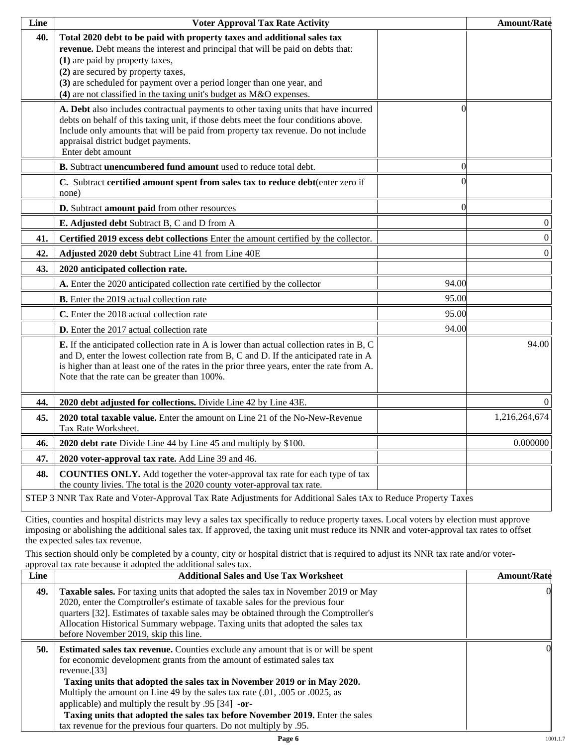| Line | Voter Approval Tax Rate Activity | | Amount/Rate |
|---|---|---|---|
| **40.** | **Total 2020 debt to be paid with property taxes and additional sales tax revenue.** Debt means the interest and principal that will be paid on debts that:<br>**(1)** are paid by property taxes,<br>**(2)** are secured by property taxes,<br>**(3)** are scheduled for payment over a period longer than one year, and<br>**(4)** are not classified in the taxing unit's budget as M&O expenses. | | |
| | **A. Debt** also includes contractual payments to other taxing units that have incurred debts on behalf of this taxing unit, if those debts meet the four conditions above. Include only amounts that will be paid from property tax revenue. Do not include appraisal district budget payments.<br>Enter debt amount | 0 | |
| | **B.** Subtract **unencumbered fund amount** used to reduce total debt. | 0 | |
| | **C.** Subtract **certified amount spent from sales tax to reduce debt**(enter zero if none) | 0 | |
| | **D.** Subtract **amount paid** from other resources | 0 | |
| | **E. Adjusted debt** Subtract B, C and D from A | | 0 |
| **41.** | **Certified 2019 excess debt collections** Enter the amount certified by the collector. | | 0 |
| **42.** | **Adjusted 2020 debt** Subtract Line 41 from Line 40E | | 0 |
| **43.** | **2020 anticipated collection rate.** | | |
| | **A.** Enter the 2020 anticipated collection rate certified by the collector | 94.00 | |
| | **B.** Enter the 2019 actual collection rate | 95.00 | |
| | **C.** Enter the 2018 actual collection rate | 95.00 | |
| | **D.** Enter the 2017 actual collection rate | 94.00 | |
| | **E.** If the anticipated collection rate in A is lower than actual collection rates in B, C and D, enter the lowest collection rate from B, C and D. If the anticipated rate in A is higher than at least one of the rates in the prior three years, enter the rate from A. Note that the rate can be greater than 100%. | | 94.00 |
| **44.** | **2020 debt adjusted for collections.** Divide Line 42 by Line 43E. | | 0 |
| **45.** | **2020 total taxable value.** Enter the amount on Line 21 of the No-New-Revenue Tax Rate Worksheet. | | 1,216,264,674 |
| **46.** | **2020 debt rate** Divide Line 44 by Line 45 and multiply by $100. | | 0.000000 |
| **47.** | **2020 voter-approval tax rate.** Add Line 39 and 46. | | |
| **48.** | **COUNTIES ONLY.** Add together the voter-approval tax rate for each type of tax the county livies. The total is the 2020 county voter-approval tax rate. | | |

STEP 3 NNR Tax Rate and Voter-Approval Tax Rate Adjustments for Additional Sales tAx to Reduce Property Taxes

Cities, counties and hospital districts may levy a sales tax specifically to reduce property taxes. Local voters by election must approve imposing or abolishing the additional sales tax. If approved, the taxing unit must reduce its NNR and voter-approval tax rates to offset the expected sales tax revenue.

This section should only be completed by a county, city or hospital district that is required to adjust its NNR tax rate and/or voter-approval tax rate because it adopted the additional sales tax.

| Line | Additional Sales and Use Tax Worksheet | Amount/Rate |
|---|---|---|
| **49.** | **Taxable sales.** For taxing units that adopted the sales tax in November 2019 or May 2020, enter the Comptroller's estimate of taxable sales for the previous four quarters [32]. Estimates of taxable sales may be obtained through the Comptroller's Allocation Historical Summary webpage. Taxing units that adopted the sales tax before November 2019, skip this line. | 0 |
| **50.** | **Estimated sales tax revenue.** Counties exclude any amount that is or will be spent for economic development grants from the amount of estimated sales tax revenue.[33]<br>**Taxing units that adopted the sales tax in November 2019 or in May 2020.** Multiply the amount on Line 49 by the sales tax rate (.01, .005 or .0025, as applicable) and multiply the result by .95 [34] **-or-**<br>**Taxing units that adopted the sales tax before November 2019.** Enter the sales tax revenue for the previous four quarters. Do not multiply by .95. | 0 |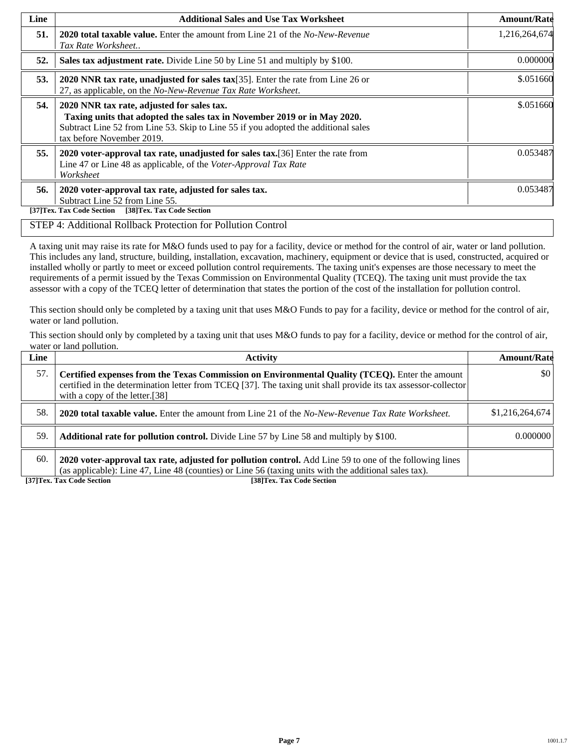| Line | Additional Sales and Use Tax Worksheet | Amount/Rate |
| --- | --- | --- |
| **51.** | **2020 total taxable value.** Enter the amount from Line 21 of the *No-New-Revenue Tax Rate Worksheet*.. | 1,216,264,674 |
| **52.** | **Sales tax adjustment rate.** Divide Line 50 by Line 51 and multiply by $100. | 0.000000 |
| **53.** | **2020 NNR tax rate, unadjusted for sales tax**[35]. Enter the rate from Line 26 or 27, as applicable, on the *No-New-Revenue Tax Rate Worksheet*. | $.051660 |
| **54.** | **2020 NNR tax rate, adjusted for sales tax.** **Taxing units that adopted the sales tax in November 2019 or in May 2020.** Subtract Line 52 from Line 53. Skip to Line 55 if you adopted the additional sales tax before November 2019. | $.051660 |
| **55.** | **2020 voter-approval tax rate, unadjusted for sales tax.**[36] Enter the rate from Line 47 or Line 48 as applicable, of the *Voter-Approval Tax Rate Worksheet* | 0.053487 |
| **56.** | **2020 voter-approval tax rate, adjusted for sales tax.** Subtract Line 52 from Line 55. | 0.053487 |

**[37]Tex. Tax Code Section** **[38]Tex. Tax Code Section**

## STEP 4: Additional Rollback Protection for Pollution Control

A taxing unit may raise its rate for M&O funds used to pay for a facility, device or method for the control of air, water or land pollution. This includes any land, structure, building, installation, excavation, machinery, equipment or device that is used, constructed, acquired or installed wholly or partly to meet or exceed pollution control requirements. The taxing unit's expenses are those necessary to meet the requirements of a permit issued by the Texas Commission on Environmental Quality (TCEQ). The taxing unit must provide the tax assessor with a copy of the TCEQ letter of determination that states the portion of the cost of the installation for pollution control.

This section should only be completed by a taxing unit that uses M&O Funds to pay for a facility, device or method for the control of air, water or land pollution.

This section should only by completed by a taxing unit that uses M&O funds to pay for a facility, device or method for the control of air, water or land pollution.

| Line | Activity | Amount/Rate |
| --- | --- | --- |
| 57. | **Certified expenses from the Texas Commission on Environmental Quality (TCEQ).** Enter the amount certified in the determination letter from TCEQ [37]. The taxing unit shall provide its tax assessor-collector with a copy of the letter.[38] | $0 |
| 58. | **2020 total taxable value.** Enter the amount from Line 21 of the *No-New-Revenue Tax Rate Worksheet.* | $1,216,264,674 |
| 59. | **Additional rate for pollution control.** Divide Line 57 by Line 58 and multiply by $100. | 0.000000 |
| 60. | **2020 voter-approval tax rate, adjusted for pollution control.** Add Line 59 to one of the following lines (as applicable): Line 47, Line 48 (counties) or Line 56 (taxing units with the additional sales tax). | |

**[37]Tex. Tax Code Section** **[38]Tex. Tax Code Section**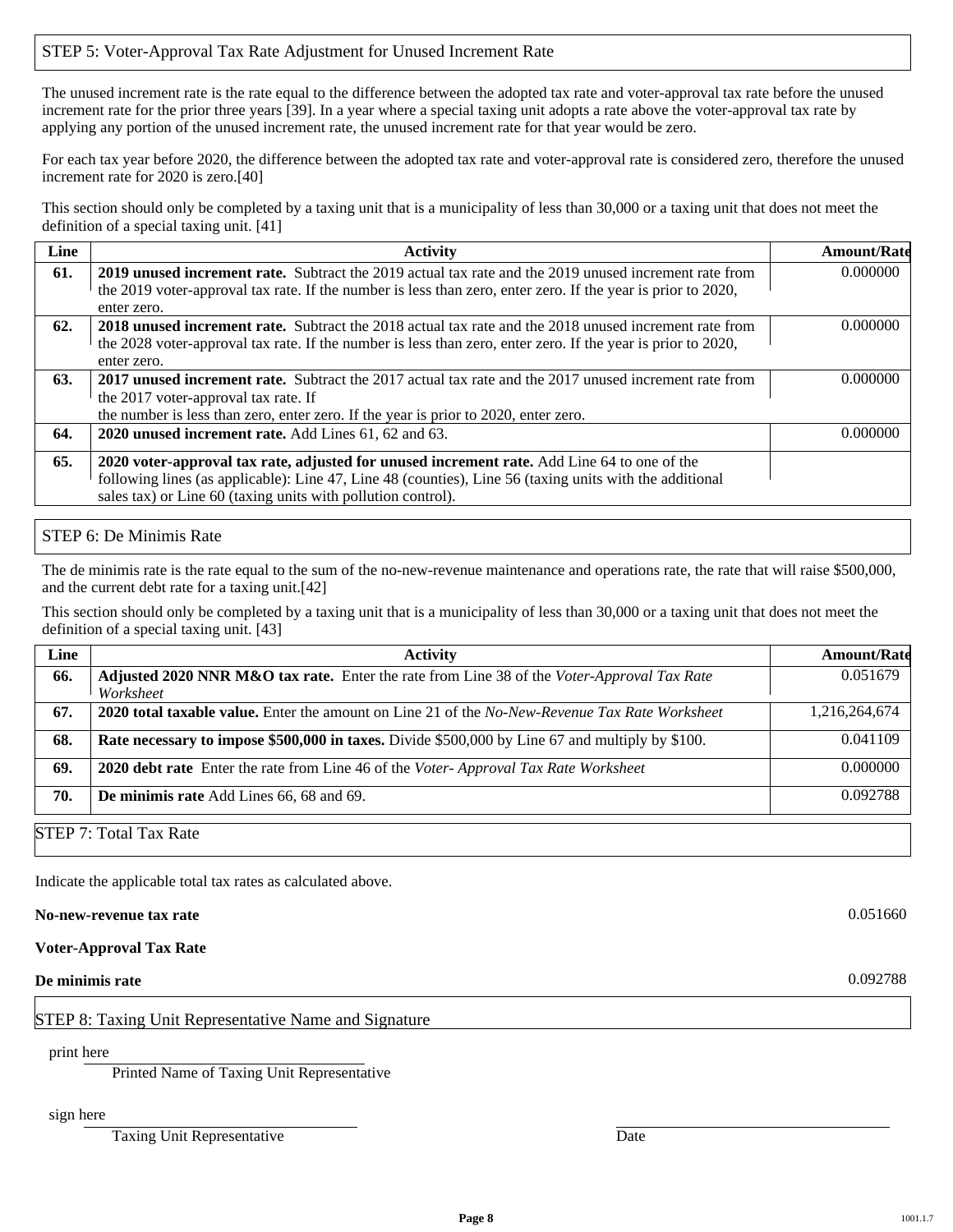## STEP 5: Voter-Approval Tax Rate Adjustment for Unused Increment Rate

The unused increment rate is the rate equal to the difference between the adopted tax rate and voter-approval tax rate before the unused increment rate for the prior three years [39]. In a year where a special taxing unit adopts a rate above the voter-approval tax rate by applying any portion of the unused increment rate, the unused increment rate for that year would be zero.

For each tax year before 2020, the difference between the adopted tax rate and voter-approval rate is considered zero, therefore the unused increment rate for 2020 is zero.[40]

This section should only be completed by a taxing unit that is a municipality of less than 30,000 or a taxing unit that does not meet the definition of a special taxing unit. [41]

| Line | Activity | Amount/Rate |
|---|---|---|
| 61. | **2019 unused increment rate.** Subtract the 2019 actual tax rate and the 2019 unused increment rate from the 2019 voter-approval tax rate. If the number is less than zero, enter zero. If the year is prior to 2020, enter zero. | 0.000000 |
| 62. | **2018 unused increment rate.** Subtract the 2018 actual tax rate and the 2018 unused increment rate from the 2028 voter-approval tax rate. If the number is less than zero, enter zero. If the year is prior to 2020, enter zero. | 0.000000 |
| 63. | **2017 unused increment rate.** Subtract the 2017 actual tax rate and the 2017 unused increment rate from the 2017 voter-approval tax rate. If the number is less than zero, enter zero. If the year is prior to 2020, enter zero. | 0.000000 |
| 64. | **2020 unused increment rate.** Add Lines 61, 62 and 63. | 0.000000 |
| 65. | **2020 voter-approval tax rate, adjusted for unused increment rate.** Add Line 64 to one of the following lines (as applicable): Line 47, Line 48 (counties), Line 56 (taxing units with the additional sales tax) or Line 60 (taxing units with pollution control). | |

## STEP 6: De Minimis Rate

The de minimis rate is the rate equal to the sum of the no-new-revenue maintenance and operations rate, the rate that will raise $500,000, and the current debt rate for a taxing unit.[42]

This section should only be completed by a taxing unit that is a municipality of less than 30,000 or a taxing unit that does not meet the definition of a special taxing unit. [43]

| Line | Activity | Amount/Rate |
|---|---|---|
| 66. | **Adjusted 2020 NNR M&O tax rate.** Enter the rate from Line 38 of the *Voter-Approval Tax Rate Worksheet* | 0.051679 |
| 67. | **2020 total taxable value.** Enter the amount on Line 21 of the *No-New-Revenue Tax Rate Worksheet* | 1,216,264,674 |
| 68. | **Rate necessary to impose $500,000 in taxes.** Divide $500,000 by Line 67 and multiply by $100. | 0.041109 |
| 69. | **2020 debt rate** Enter the rate from Line 46 of the *Voter- Approval Tax Rate Worksheet* | 0.000000 |
| 70. | **De minimis rate** Add Lines 66, 68 and 69. | 0.092788 |

## STEP 7: Total Tax Rate

Indicate the applicable total tax rates as calculated above.

**No-new-revenue tax rate** 0.051660

**Voter-Approval Tax Rate**

**De minimis rate** 0.092788

## STEP 8: Taxing Unit Representative Name and Signature

print here ______________________________
Printed Name of Taxing Unit Representative

sign here ______________________________
Taxing Unit Representative

______________________________
Date

1001.1.7